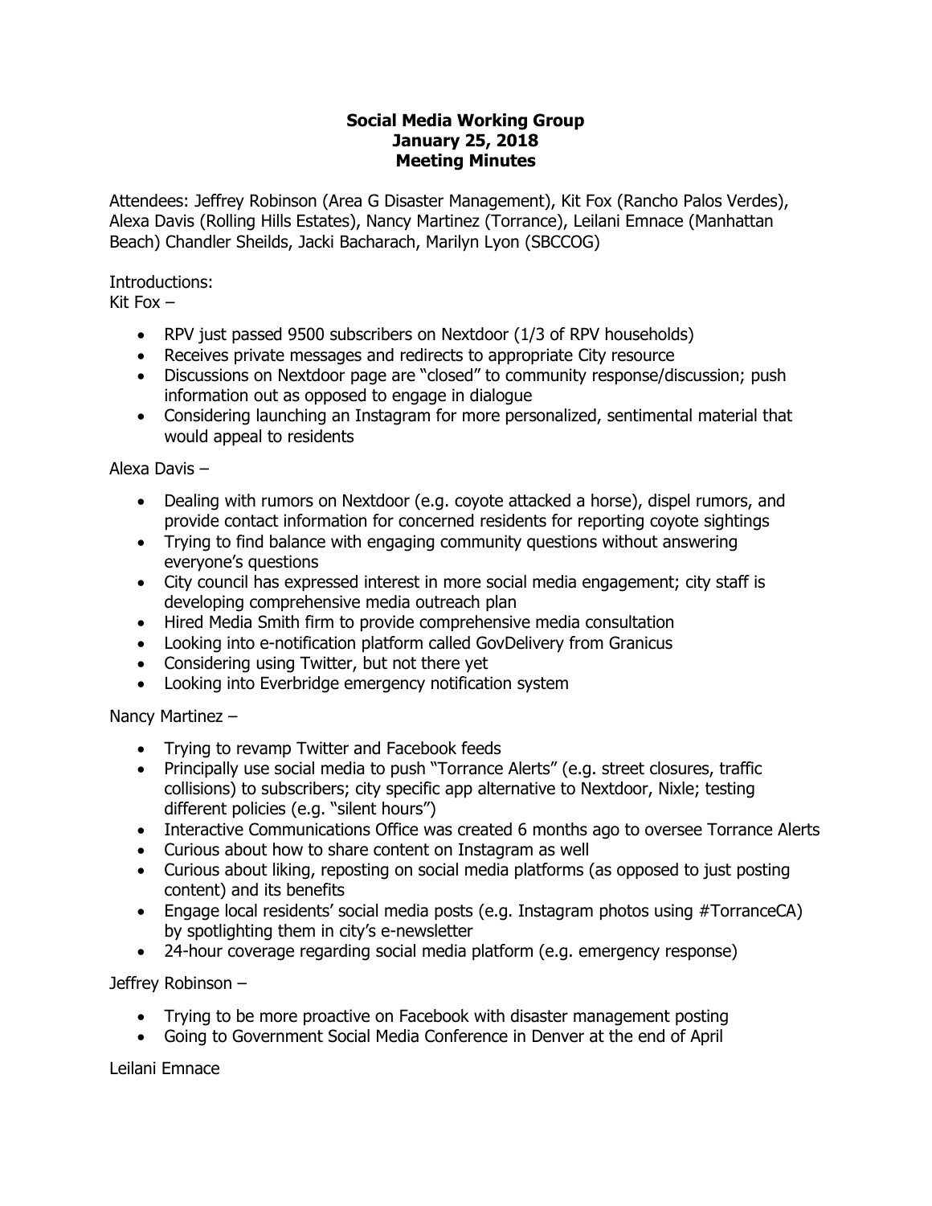# Social Media Working Group
## January 25, 2018
## Meeting Minutes

Attendees: Jeffrey Robinson (Area G Disaster Management), Kit Fox (Rancho Palos Verdes), Alexa Davis (Rolling Hills Estates), Nancy Martinez (Torrance), Leilani Emnace (Manhattan Beach) Chandler Sheilds, Jacki Bacharach, Marilyn Lyon (SBCCOG)

Introductions:
Kit Fox –

- RPV just passed 9500 subscribers on Nextdoor (1/3 of RPV households)
- Receives private messages and redirects to appropriate City resource
- Discussions on Nextdoor page are "closed" to community response/discussion; push information out as opposed to engage in dialogue
- Considering launching an Instagram for more personalized, sentimental material that would appeal to residents

Alexa Davis –

- Dealing with rumors on Nextdoor (e.g. coyote attacked a horse), dispel rumors, and provide contact information for concerned residents for reporting coyote sightings
- Trying to find balance with engaging community questions without answering everyone's questions
- City council has expressed interest in more social media engagement; city staff is developing comprehensive media outreach plan
- Hired Media Smith firm to provide comprehensive media consultation
- Looking into e-notification platform called GovDelivery from Granicus
- Considering using Twitter, but not there yet
- Looking into Everbridge emergency notification system

Nancy Martinez –

- Trying to revamp Twitter and Facebook feeds
- Principally use social media to push "Torrance Alerts" (e.g. street closures, traffic collisions) to subscribers; city specific app alternative to Nextdoor, Nixle; testing different policies (e.g. "silent hours")
- Interactive Communications Office was created 6 months ago to oversee Torrance Alerts
- Curious about how to share content on Instagram as well
- Curious about liking, reposting on social media platforms (as opposed to just posting content) and its benefits
- Engage local residents' social media posts (e.g. Instagram photos using #TorranceCA) by spotlighting them in city's e-newsletter
- 24-hour coverage regarding social media platform (e.g. emergency response)

Jeffrey Robinson –

- Trying to be more proactive on Facebook with disaster management posting
- Going to Government Social Media Conference in Denver at the end of April

Leilani Emnace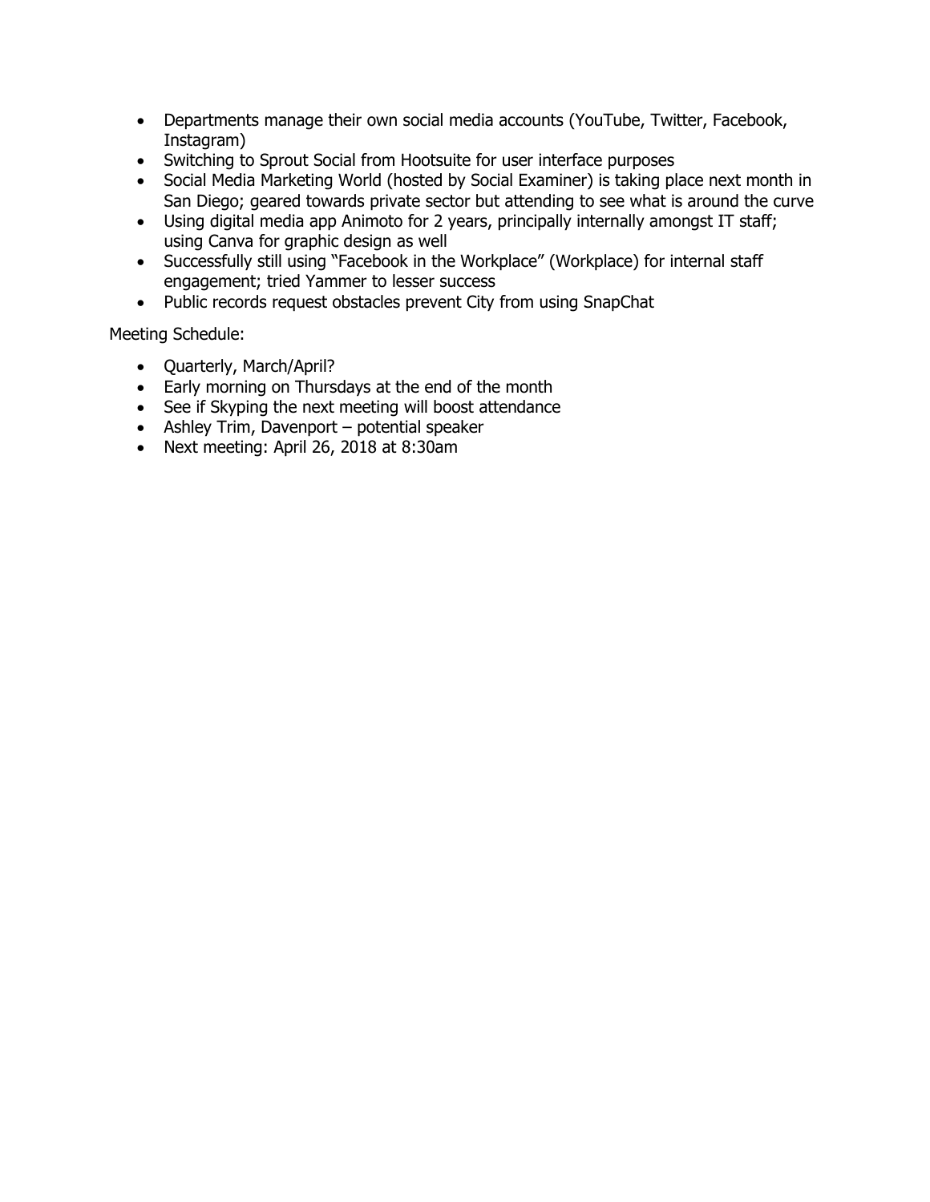- Departments manage their own social media accounts (YouTube, Twitter, Facebook, Instagram)
- Switching to Sprout Social from Hootsuite for user interface purposes
- Social Media Marketing World (hosted by Social Examiner) is taking place next month in San Diego; geared towards private sector but attending to see what is around the curve
- Using digital media app Animoto for 2 years, principally internally amongst IT staff; using Canva for graphic design as well
- Successfully still using "Facebook in the Workplace" (Workplace) for internal staff engagement; tried Yammer to lesser success
- Public records request obstacles prevent City from using SnapChat

Meeting Schedule:

- Quarterly, March/April?
- Early morning on Thursdays at the end of the month
- See if Skyping the next meeting will boost attendance
- Ashley Trim, Davenport – potential speaker
- Next meeting: April 26, 2018 at 8:30am